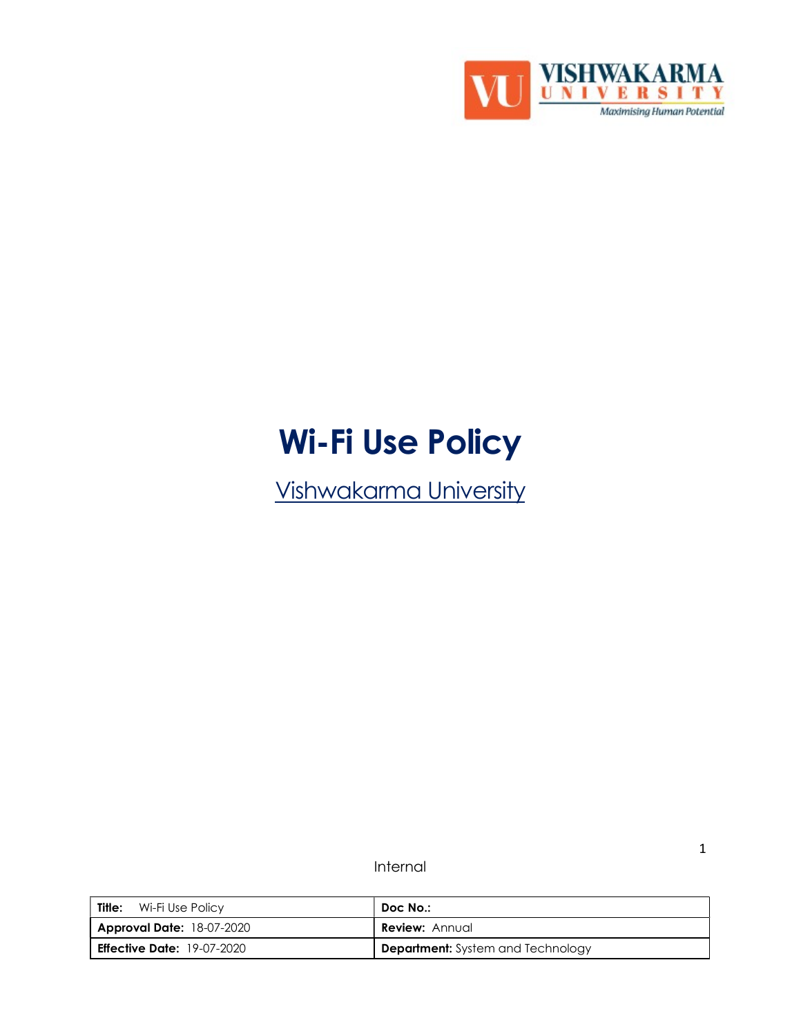# Wi-Fi Use Policy

Vishwakarma University

Internal

| **Title:** Wi-Fi Use Policy | **Doc No.:** |
|---|---|
| **Approval Date:** 18-07-2020 | **Review:** Annual |
| **Effective Date:** 19-07-2020 | **Department:** System and Technology |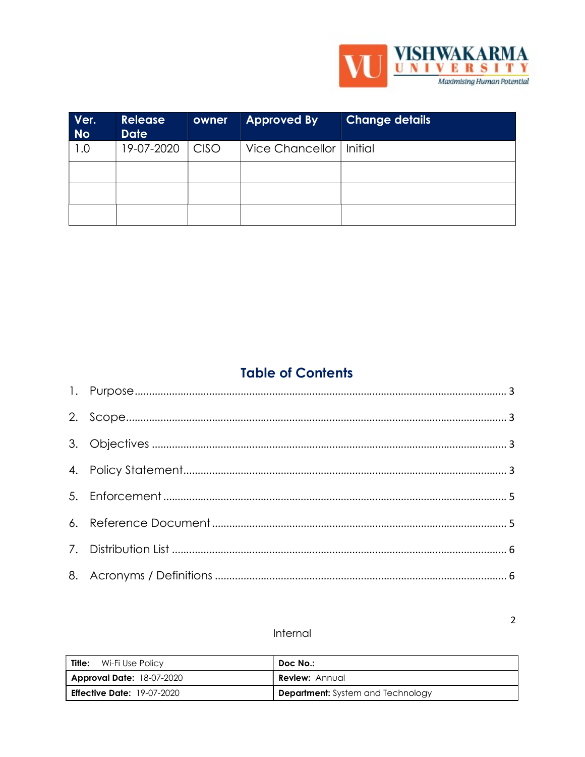| Ver. No | Release Date | owner | Approved By | Change details |
|---|---|---|---|---|
| 1.0 | 19-07-2020 | CISO | Vice Chancellor | Initial |
| | | | | |
| | | | | |
| | | | | |

## Table of Contents

1. Purpose ........ 3
2. Scope ........ 3
3. Objectives ........ 3
4. Policy Statement ........ 3
5. Enforcement ........ 5
6. Reference Document ........ 5
7. Distribution List ........ 6
8. Acronyms / Definitions ........ 6

Internal

| **Title:** Wi-Fi Use Policy | **Doc No.:** |
|---|---|
| **Approval Date:** 18-07-2020 | **Review:** Annual |
| **Effective Date:** 19-07-2020 | **Department:** System and Technology |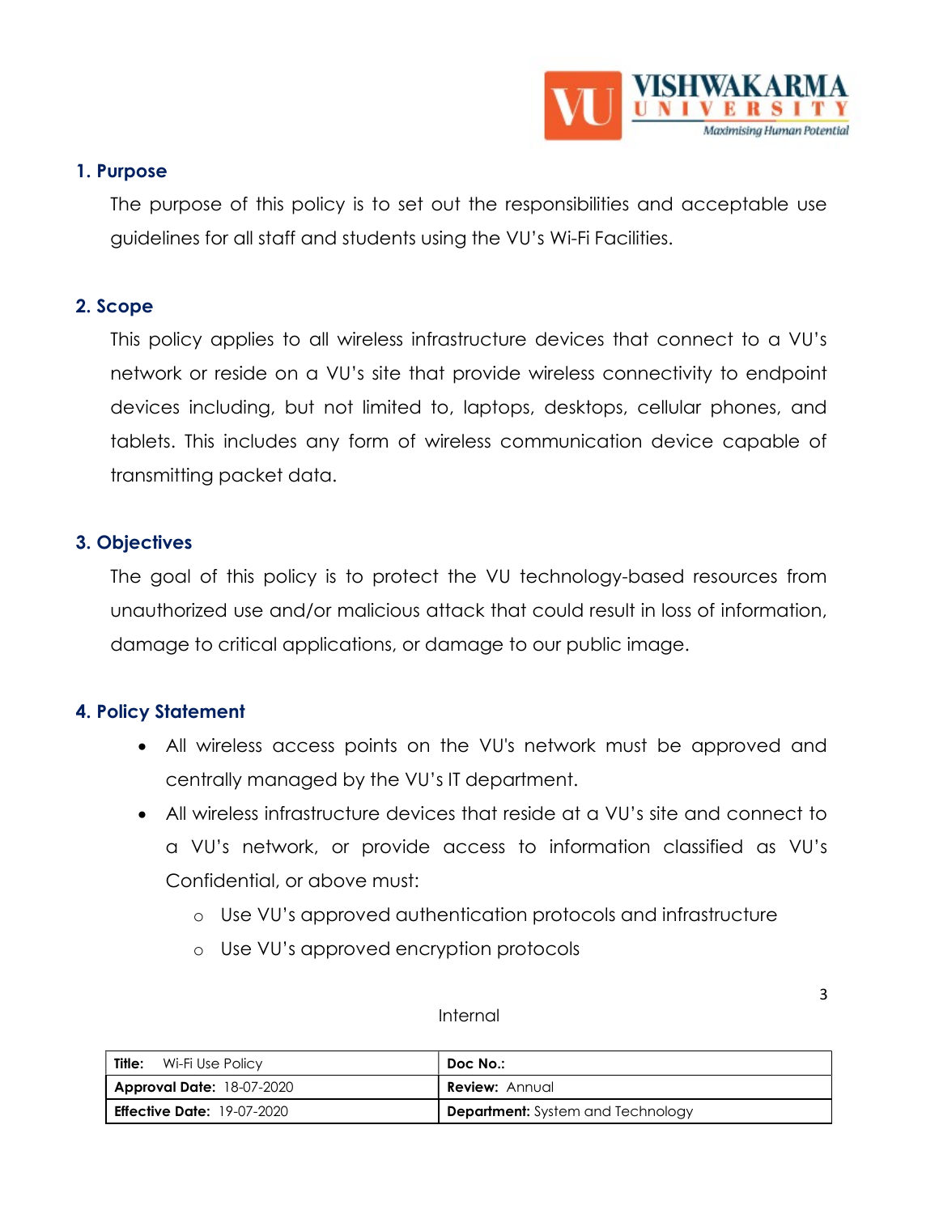## 1. Purpose

The purpose of this policy is to set out the responsibilities and acceptable use guidelines for all staff and students using the VU's Wi-Fi Facilities.

## 2. Scope

This policy applies to all wireless infrastructure devices that connect to a VU's network or reside on a VU's site that provide wireless connectivity to endpoint devices including, but not limited to, laptops, desktops, cellular phones, and tablets. This includes any form of wireless communication device capable of transmitting packet data.

## 3. Objectives

The goal of this policy is to protect the VU technology-based resources from unauthorized use and/or malicious attack that could result in loss of information, damage to critical applications, or damage to our public image.

## 4. Policy Statement

- All wireless access points on the VU's network must be approved and centrally managed by the VU's IT department.
- All wireless infrastructure devices that reside at a VU's site and connect to a VU's network, or provide access to information classified as VU's Confidential, or above must:
  - Use VU's approved authentication protocols and infrastructure
  - Use VU's approved encryption protocols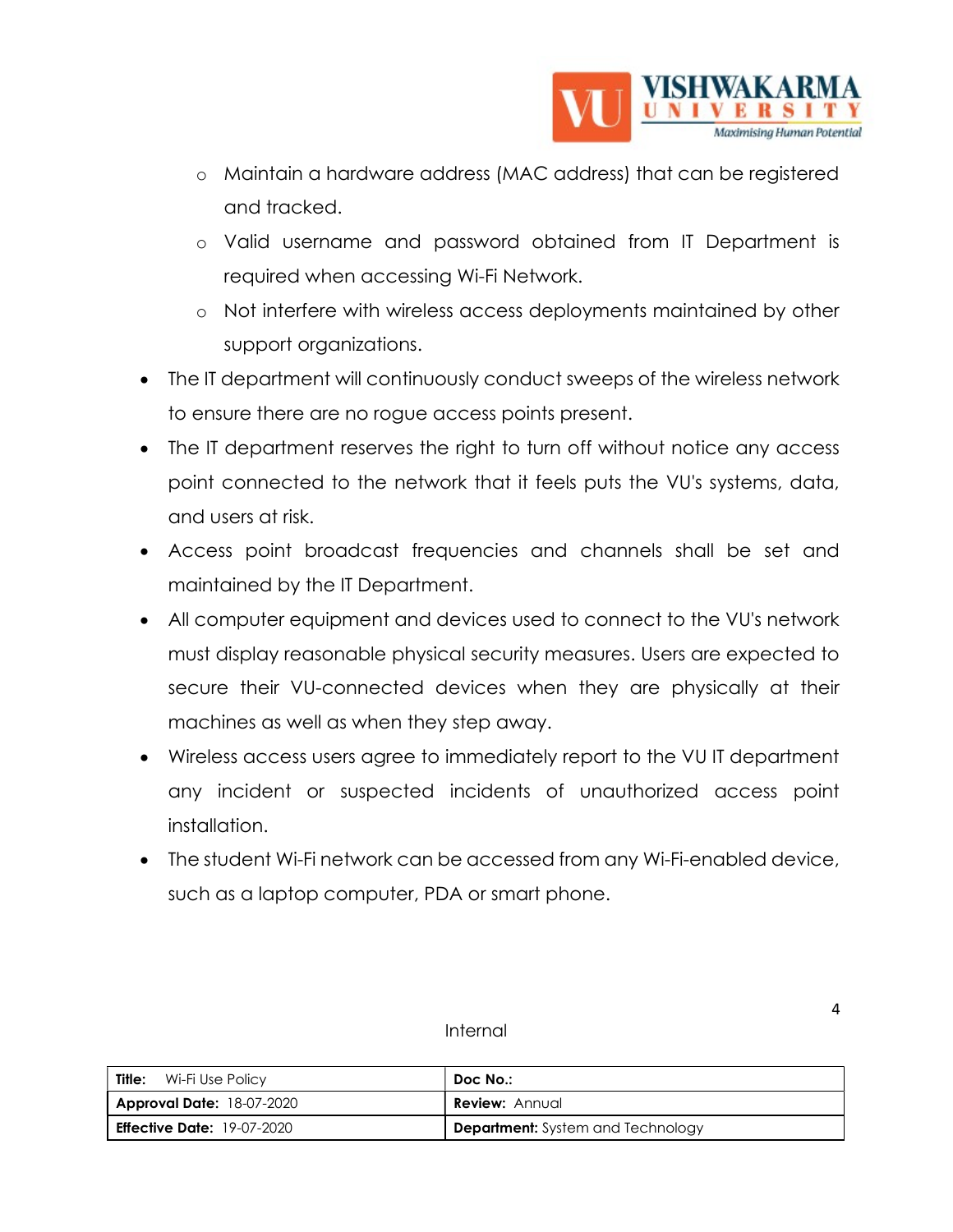- Maintain a hardware address (MAC address) that can be registered and tracked.
  - Valid username and password obtained from IT Department is required when accessing Wi-Fi Network.
  - Not interfere with wireless access deployments maintained by other support organizations.
- The IT department will continuously conduct sweeps of the wireless network to ensure there are no rogue access points present.
- The IT department reserves the right to turn off without notice any access point connected to the network that it feels puts the VU's systems, data, and users at risk.
- Access point broadcast frequencies and channels shall be set and maintained by the IT Department.
- All computer equipment and devices used to connect to the VU's network must display reasonable physical security measures. Users are expected to secure their VU-connected devices when they are physically at their machines as well as when they step away.
- Wireless access users agree to immediately report to the VU IT department any incident or suspected incidents of unauthorized access point installation.
- The student Wi-Fi network can be accessed from any Wi-Fi-enabled device, such as a laptop computer, PDA or smart phone.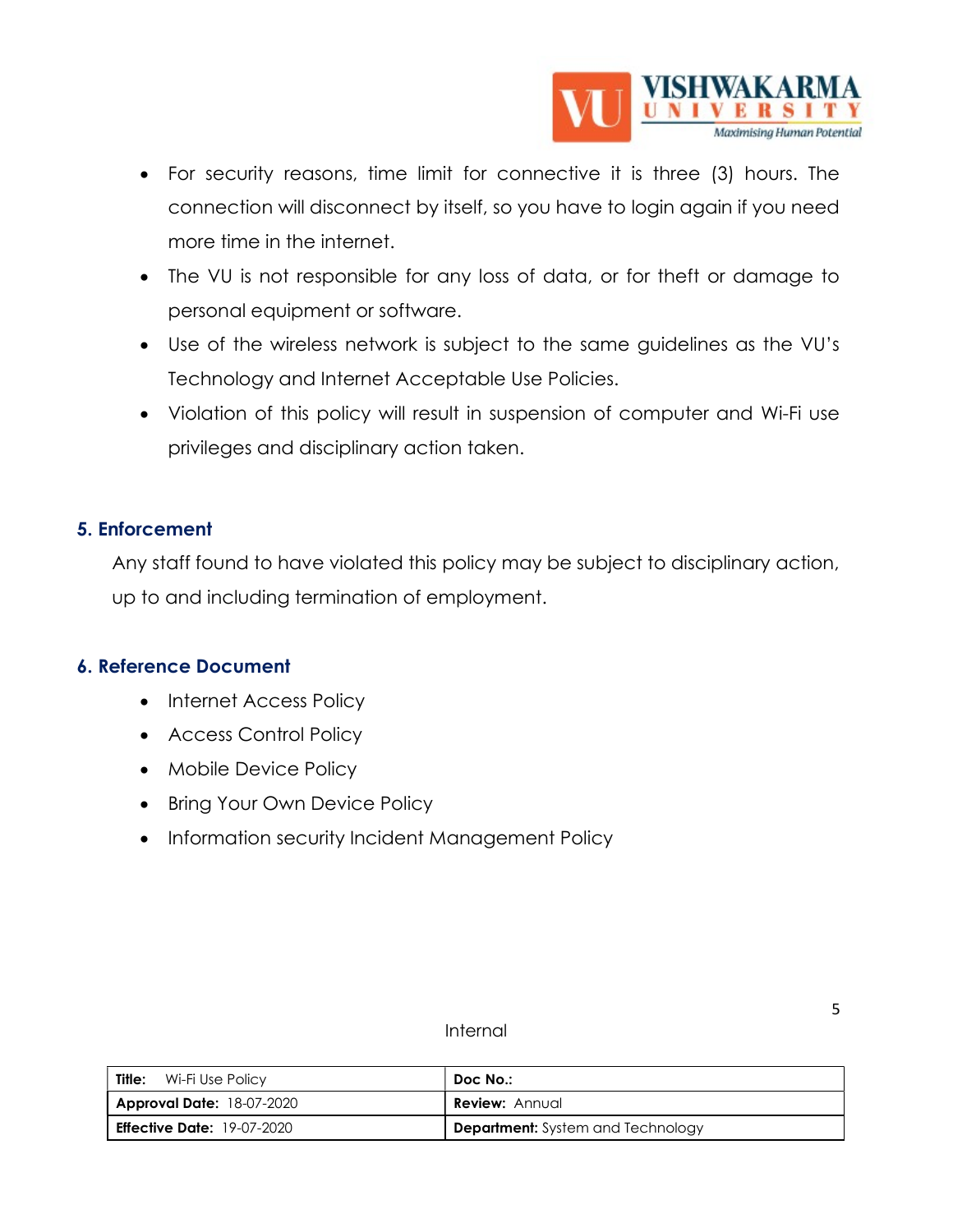- For security reasons, time limit for connective it is three (3) hours. The connection will disconnect by itself, so you have to login again if you need more time in the internet.
- The VU is not responsible for any loss of data, or for theft or damage to personal equipment or software.
- Use of the wireless network is subject to the same guidelines as the VU's Technology and Internet Acceptable Use Policies.
- Violation of this policy will result in suspension of computer and Wi-Fi use privileges and disciplinary action taken.

## 5. Enforcement

Any staff found to have violated this policy may be subject to disciplinary action, up to and including termination of employment.

## 6. Reference Document

- Internet Access Policy
- Access Control Policy
- Mobile Device Policy
- Bring Your Own Device Policy
- Information security Incident Management Policy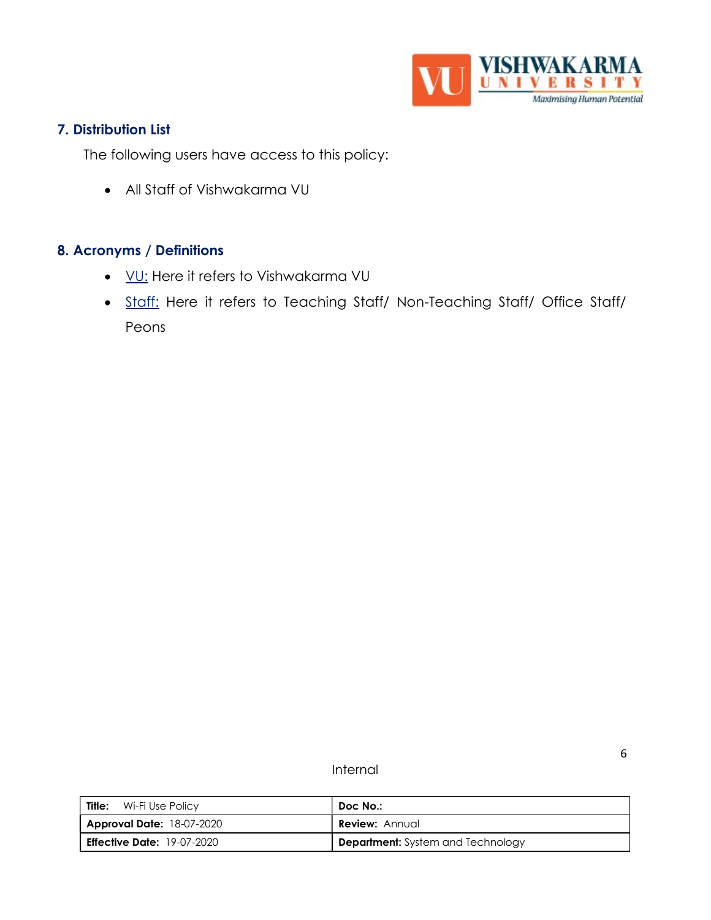## 7. Distribution List

The following users have access to this policy:

- All Staff of Vishwakarma VU

## 8. Acronyms / Definitions

- VU: Here it refers to Vishwakarma VU
- Staff: Here it refers to Teaching Staff/ Non-Teaching Staff/ Office Staff/ Peons